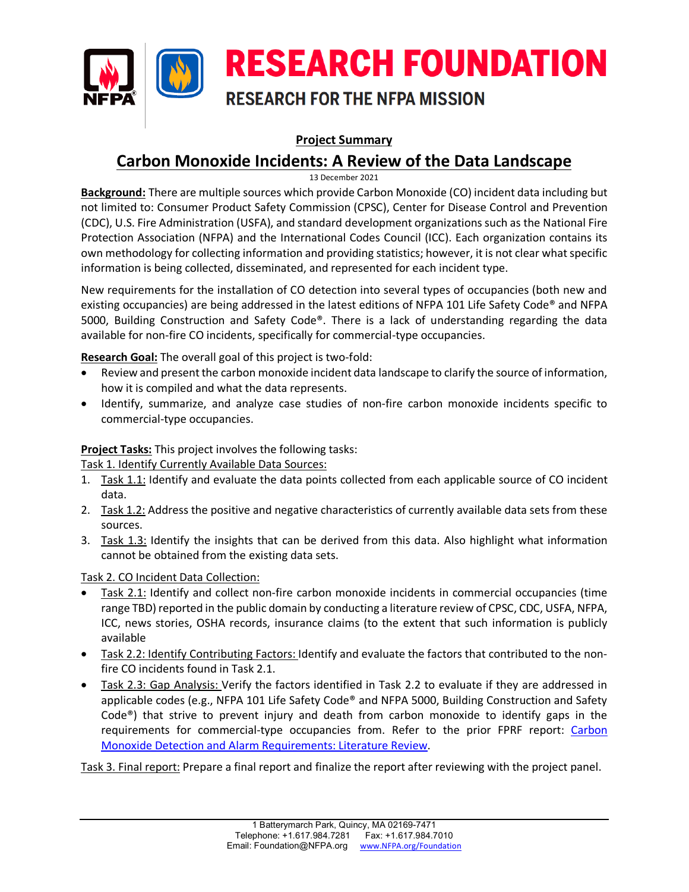# RESEARCH FOUNDATION

RESEARCH FOR THE NFPA MISSION

**Project Summary**

## Carbon Monoxide Incidents: A Review of the Data Landscape

13 December 2021

**Background:** There are multiple sources which provide Carbon Monoxide (CO) incident data including but not limited to: Consumer Product Safety Commission (CPSC), Center for Disease Control and Prevention (CDC), U.S. Fire Administration (USFA), and standard development organizations such as the National Fire Protection Association (NFPA) and the International Codes Council (ICC). Each organization contains its own methodology for collecting information and providing statistics; however, it is not clear what specific information is being collected, disseminated, and represented for each incident type.

New requirements for the installation of CO detection into several types of occupancies (both new and existing occupancies) are being addressed in the latest editions of NFPA 101 Life Safety Code® and NFPA 5000, Building Construction and Safety Code®. There is a lack of understanding regarding the data available for non-fire CO incidents, specifically for commercial-type occupancies.

**Research Goal:** The overall goal of this project is two-fold:

- Review and present the carbon monoxide incident data landscape to clarify the source of information, how it is compiled and what the data represents.
- Identify, summarize, and analyze case studies of non-fire carbon monoxide incidents specific to commercial-type occupancies.

**Project Tasks:** This project involves the following tasks:

Task 1. Identify Currently Available Data Sources:

1. Task 1.1: Identify and evaluate the data points collected from each applicable source of CO incident data.
2. Task 1.2: Address the positive and negative characteristics of currently available data sets from these sources.
3. Task 1.3: Identify the insights that can be derived from this data. Also highlight what information cannot be obtained from the existing data sets.

Task 2. CO Incident Data Collection:

- Task 2.1: Identify and collect non-fire carbon monoxide incidents in commercial occupancies (time range TBD) reported in the public domain by conducting a literature review of CPSC, CDC, USFA, NFPA, ICC, news stories, OSHA records, insurance claims (to the extent that such information is publicly available
- Task 2.2: Identify Contributing Factors: Identify and evaluate the factors that contributed to the non-fire CO incidents found in Task 2.1.
- Task 2.3: Gap Analysis: Verify the factors identified in Task 2.2 to evaluate if they are addressed in applicable codes (e.g., NFPA 101 Life Safety Code® and NFPA 5000, Building Construction and Safety Code®) that strive to prevent injury and death from carbon monoxide to identify gaps in the requirements for commercial-type occupancies from. Refer to the prior FPRF report: Carbon Monoxide Detection and Alarm Requirements: Literature Review.

Task 3. Final report: Prepare a final report and finalize the report after reviewing with the project panel.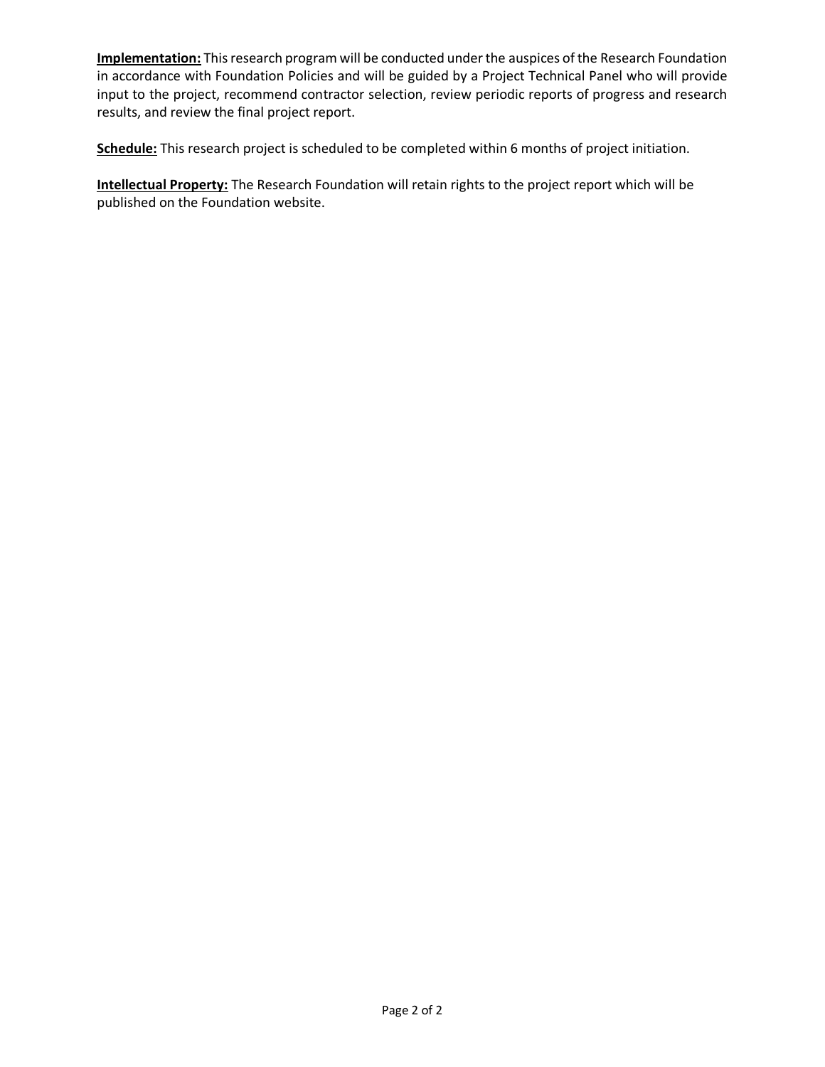**Implementation:** This research program will be conducted under the auspices of the Research Foundation in accordance with Foundation Policies and will be guided by a Project Technical Panel who will provide input to the project, recommend contractor selection, review periodic reports of progress and research results, and review the final project report.

**Schedule:** This research project is scheduled to be completed within 6 months of project initiation.

**Intellectual Property:** The Research Foundation will retain rights to the project report which will be published on the Foundation website.